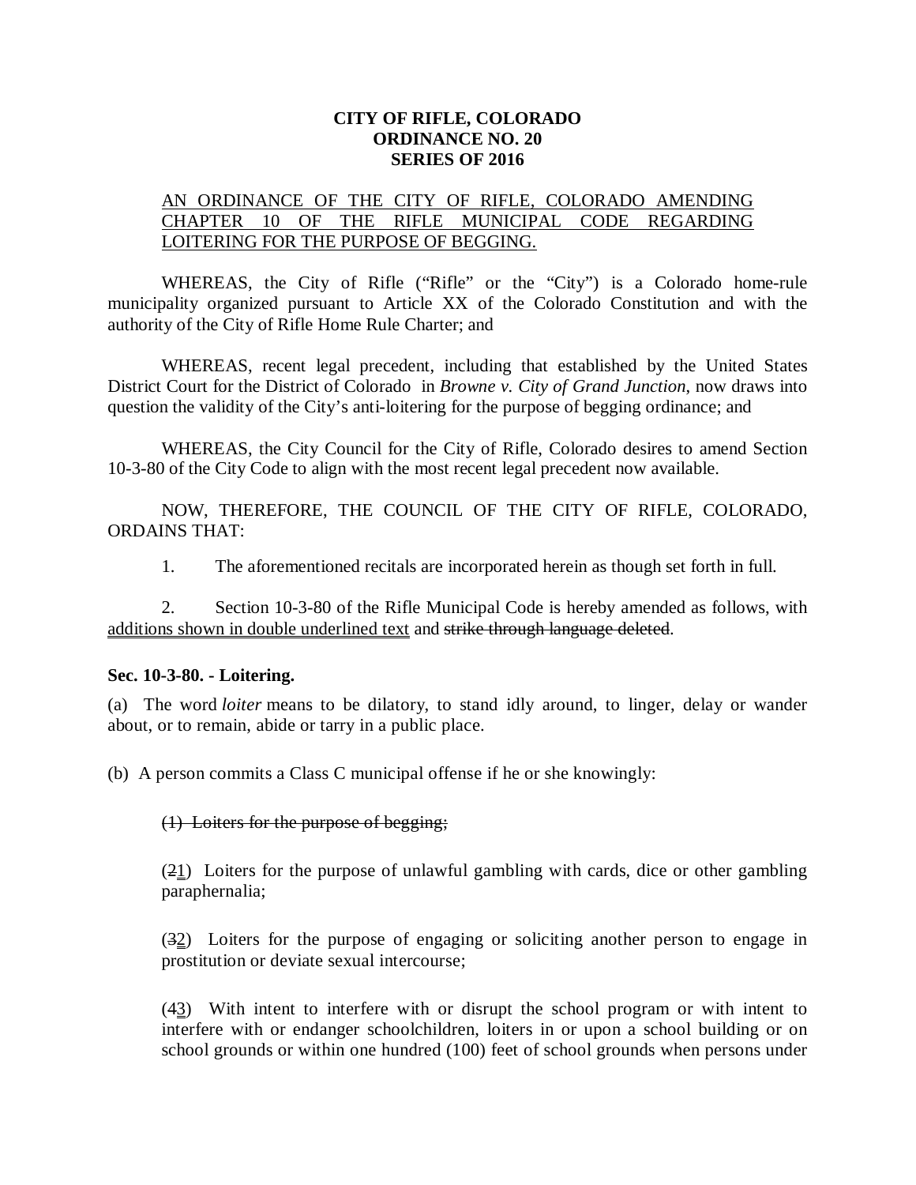**CITY OF RIFLE, COLORADO**
**ORDINANCE NO. 20**
**SERIES OF 2016**

AN ORDINANCE OF THE CITY OF RIFLE, COLORADO AMENDING CHAPTER 10 OF THE RIFLE MUNICIPAL CODE REGARDING LOITERING FOR THE PURPOSE OF BEGGING.

WHEREAS, the City of Rifle ("Rifle" or the "City") is a Colorado home-rule municipality organized pursuant to Article XX of the Colorado Constitution and with the authority of the City of Rifle Home Rule Charter; and

WHEREAS, recent legal precedent, including that established by the United States District Court for the District of Colorado in *Browne v. City of Grand Junction*, now draws into question the validity of the City's anti-loitering for the purpose of begging ordinance; and

WHEREAS, the City Council for the City of Rifle, Colorado desires to amend Section 10-3-80 of the City Code to align with the most recent legal precedent now available.

NOW, THEREFORE, THE COUNCIL OF THE CITY OF RIFLE, COLORADO, ORDAINS THAT:

1. The aforementioned recitals are incorporated herein as though set forth in full.

2. Section 10-3-80 of the Rifle Municipal Code is hereby amended as follows, with additions shown in double underlined text and ~~strike through language deleted~~.

**Sec. 10-3-80. - Loitering.**

(a) The word *loiter* means to be dilatory, to stand idly around, to linger, delay or wander about, or to remain, abide or tarry in a public place.

(b) A person commits a Class C municipal offense if he or she knowingly:

~~(1) Loiters for the purpose of begging;~~

(~~2~~1) Loiters for the purpose of unlawful gambling with cards, dice or other gambling paraphernalia;

(~~3~~2) Loiters for the purpose of engaging or soliciting another person to engage in prostitution or deviate sexual intercourse;

(~~4~~3) With intent to interfere with or disrupt the school program or with intent to interfere with or endanger schoolchildren, loiters in or upon a school building or on school grounds or within one hundred (100) feet of school grounds when persons under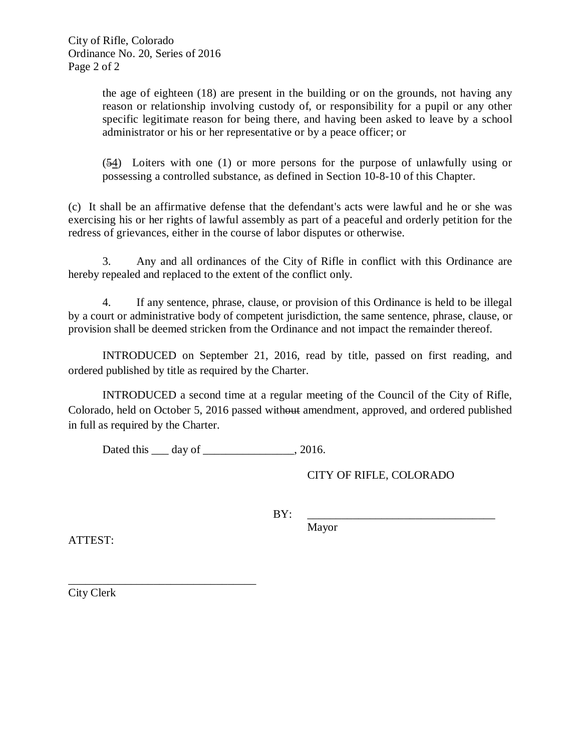the age of eighteen (18) are present in the building or on the grounds, not having any reason or relationship involving custody of, or responsibility for a pupil or any other specific legitimate reason for being there, and having been asked to leave by a school administrator or his or her representative or by a peace officer; or

(~~5~~4) Loiters with one (1) or more persons for the purpose of unlawfully using or possessing a controlled substance, as defined in Section 10-8-10 of this Chapter.

(c) It shall be an affirmative defense that the defendant's acts were lawful and he or she was exercising his or her rights of lawful assembly as part of a peaceful and orderly petition for the redress of grievances, either in the course of labor disputes or otherwise.

3. Any and all ordinances of the City of Rifle in conflict with this Ordinance are hereby repealed and replaced to the extent of the conflict only.

4. If any sentence, phrase, clause, or provision of this Ordinance is held to be illegal by a court or administrative body of competent jurisdiction, the same sentence, phrase, clause, or provision shall be deemed stricken from the Ordinance and not impact the remainder thereof.

INTRODUCED on September 21, 2016, read by title, passed on first reading, and ordered published by title as required by the Charter.

INTRODUCED a second time at a regular meeting of the Council of the City of Rifle, Colorado, held on October 5, 2016 passed with~~out~~ amendment, approved, and ordered published in full as required by the Charter.

Dated this ___ day of ________________, 2016.

CITY OF RIFLE, COLORADO

BY: _________________________________
Mayor

ATTEST:

_________________________________
City Clerk